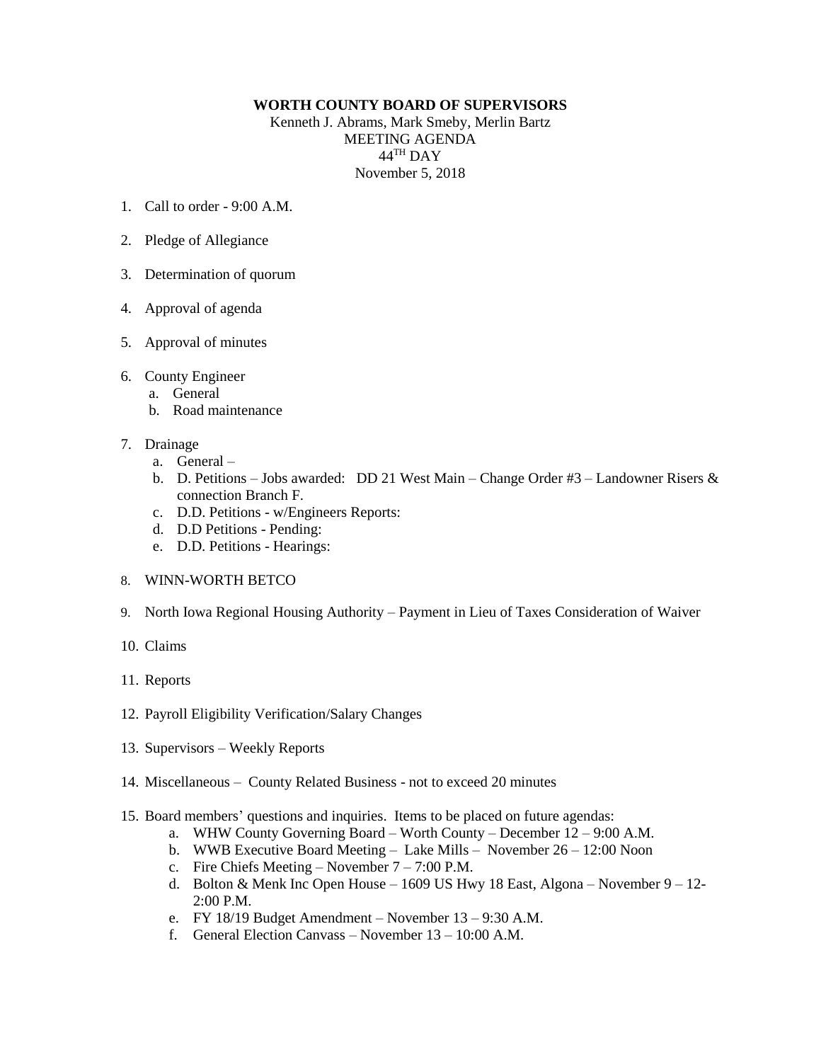**WORTH COUNTY BOARD OF SUPERVISORS**

Kenneth J. Abrams, Mark Smeby, Merlin Bartz

MEETING AGENDA

44TH DAY

November 5, 2018

1. Call to order - 9:00 A.M.

2. Pledge of Allegiance

3. Determination of quorum

4. Approval of agenda

5. Approval of minutes

6. County Engineer
   a. General
   b. Road maintenance

7. Drainage
   a. General –
   b. D. Petitions – Jobs awarded: DD 21 West Main – Change Order #3 – Landowner Risers & connection Branch F.
   c. D.D. Petitions - w/Engineers Reports:
   d. D.D Petitions - Pending:
   e. D.D. Petitions - Hearings:

8. WINN-WORTH BETCO

9. North Iowa Regional Housing Authority – Payment in Lieu of Taxes Consideration of Waiver

10. Claims

11. Reports

12. Payroll Eligibility Verification/Salary Changes

13. Supervisors – Weekly Reports

14. Miscellaneous – County Related Business - not to exceed 20 minutes

15. Board members' questions and inquiries. Items to be placed on future agendas:
    a. WHW County Governing Board – Worth County – December 12 – 9:00 A.M.
    b. WWB Executive Board Meeting – Lake Mills – November 26 – 12:00 Noon
    c. Fire Chiefs Meeting – November 7 – 7:00 P.M.
    d. Bolton & Menk Inc Open House – 1609 US Hwy 18 East, Algona – November 9 – 12-2:00 P.M.
    e. FY 18/19 Budget Amendment – November 13 – 9:30 A.M.
    f. General Election Canvass – November 13 – 10:00 A.M.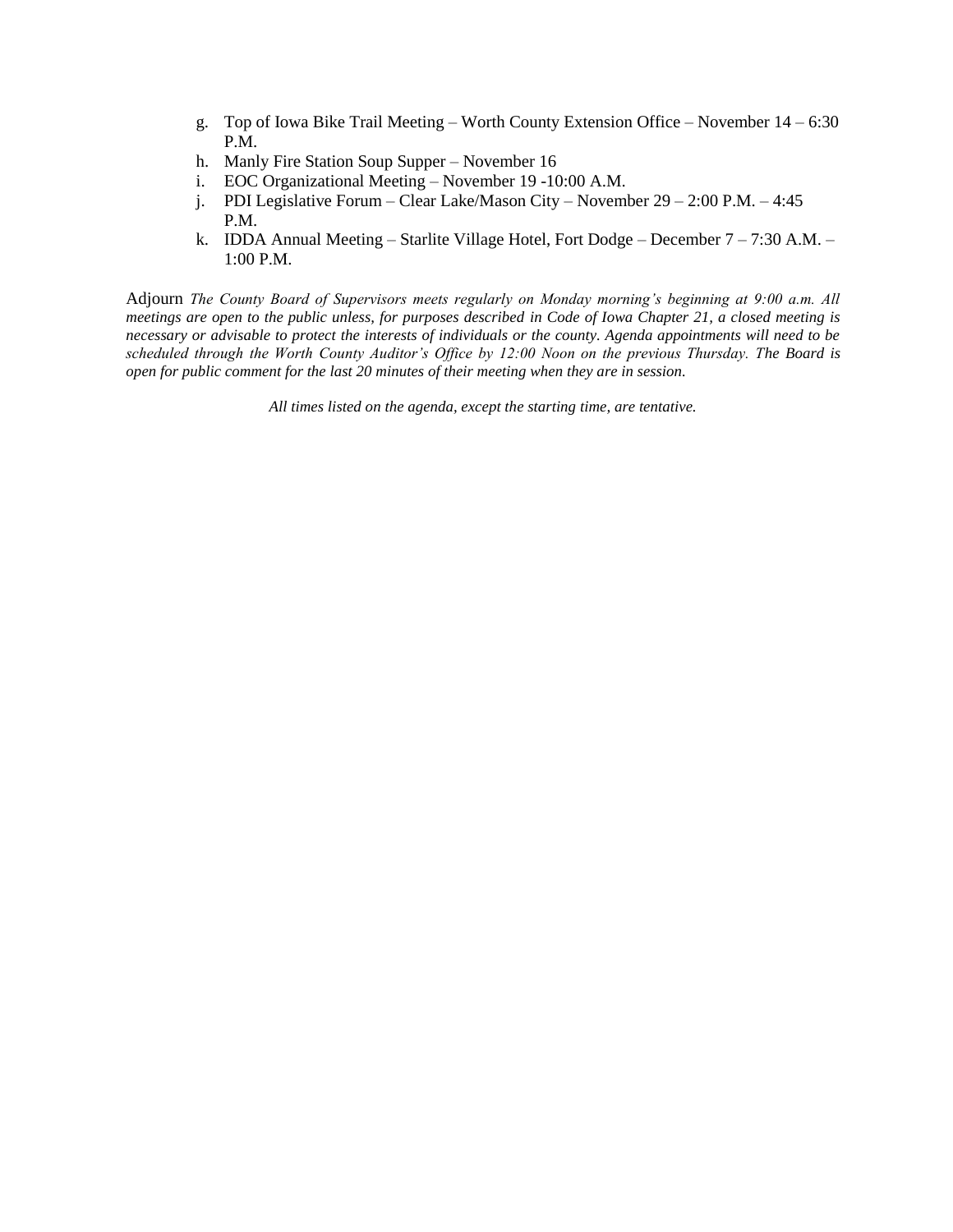g. Top of Iowa Bike Trail Meeting – Worth County Extension Office – November 14 – 6:30 P.M.
h. Manly Fire Station Soup Supper – November 16
i. EOC Organizational Meeting – November 19 -10:00 A.M.
j. PDI Legislative Forum – Clear Lake/Mason City – November 29 – 2:00 P.M. – 4:45 P.M.
k. IDDA Annual Meeting – Starlite Village Hotel, Fort Dodge – December 7 – 7:30 A.M. – 1:00 P.M.

Adjourn *The County Board of Supervisors meets regularly on Monday morning's beginning at 9:00 a.m. All meetings are open to the public unless, for purposes described in Code of Iowa Chapter 21, a closed meeting is necessary or advisable to protect the interests of individuals or the county. Agenda appointments will need to be scheduled through the Worth County Auditor's Office by 12:00 Noon on the previous Thursday. The Board is open for public comment for the last 20 minutes of their meeting when they are in session.*

*All times listed on the agenda, except the starting time, are tentative.*